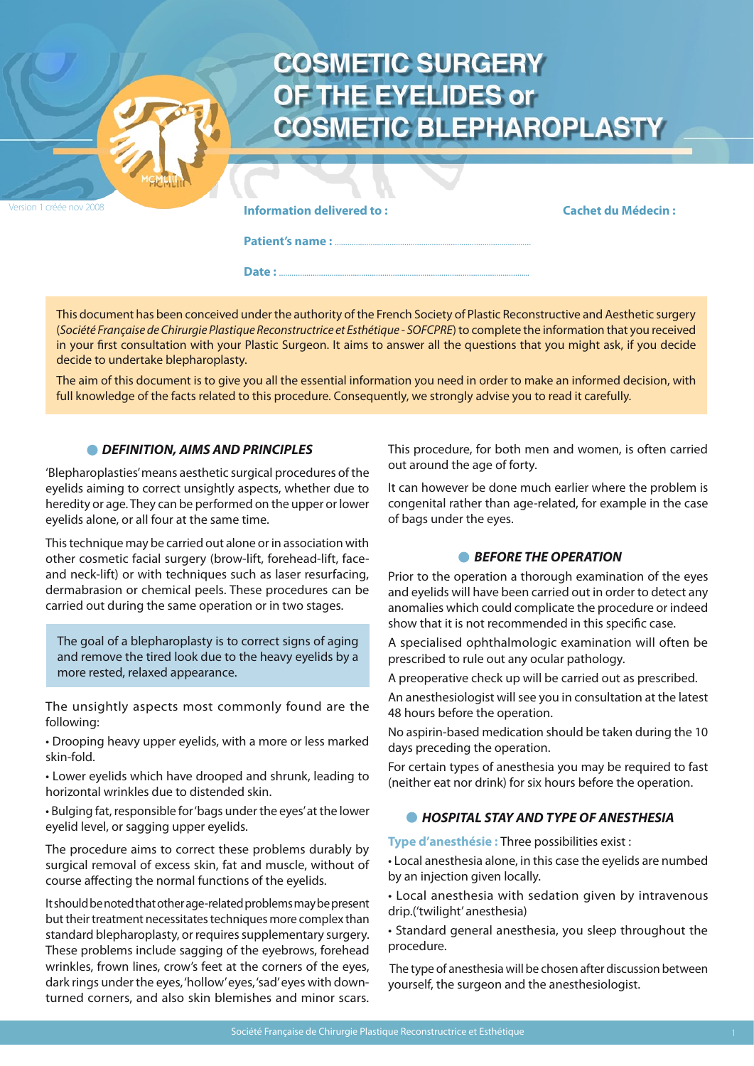# COSMETIC SURGERY OF THE EYELIDES or COSMETIC BLEPHAROPLASTY

Version 1 créée nov 2008

**Information delivered to :**

**Cachet du Médecin :**

**Patient's name :** ..........................................................................................

**Date :** ......................................................................................................

This document has been conceived under the authority of the French Society of Plastic Reconstructive and Aesthetic surgery (*Société Française de Chirurgie Plastique Reconstructrice et Esthétique - SOFCPRE*) to complete the information that you received in your first consultation with your Plastic Surgeon. It aims to answer all the questions that you might ask, if you decide decide to undertake blepharoplasty.

The aim of this document is to give you all the essential information you need in order to make an informed decision, with full knowledge of the facts related to this procedure. Consequently, we strongly advise you to read it carefully.

## DEFINITION, AIMS AND PRINCIPLES

'Blepharoplasties' means aesthetic surgical procedures of the eyelids aiming to correct unsightly aspects, whether due to heredity or age. They can be performed on the upper or lower eyelids alone, or all four at the same time.

This technique may be carried out alone or in association with other cosmetic facial surgery (brow-lift, forehead-lift, face- and neck-lift) or with techniques such as laser resurfacing, dermabrasion or chemical peels. These procedures can be carried out during the same operation or in two stages.

The goal of a blepharoplasty is to correct signs of aging and remove the tired look due to the heavy eyelids by a more rested, relaxed appearance.

The unsightly aspects most commonly found are the following:

• Drooping heavy upper eyelids, with a more or less marked skin-fold.

• Lower eyelids which have drooped and shrunk, leading to horizontal wrinkles due to distended skin.

• Bulging fat, responsible for 'bags under the eyes' at the lower eyelid level, or sagging upper eyelids.

The procedure aims to correct these problems durably by surgical removal of excess skin, fat and muscle, without of course affecting the normal functions of the eyelids.

It should be noted that other age-related problems may be present but their treatment necessitates techniques more complex than standard blepharoplasty, or requires supplementary surgery. These problems include sagging of the eyebrows, forehead wrinkles, frown lines, crow's feet at the corners of the eyes, dark rings under the eyes, 'hollow' eyes, 'sad' eyes with down-turned corners, and also skin blemishes and minor scars.

This procedure, for both men and women, is often carried out around the age of forty.

It can however be done much earlier where the problem is congenital rather than age-related, for example in the case of bags under the eyes.

## BEFORE THE OPERATION

Prior to the operation a thorough examination of the eyes and eyelids will have been carried out in order to detect any anomalies which could complicate the procedure or indeed show that it is not recommended in this specific case.

A specialised ophthalmologic examination will often be prescribed to rule out any ocular pathology.

A preoperative check up will be carried out as prescribed.

An anesthesiologist will see you in consultation at the latest 48 hours before the operation.

No aspirin-based medication should be taken during the 10 days preceding the operation.

For certain types of anesthesia you may be required to fast (neither eat nor drink) for six hours before the operation.

## HOSPITAL STAY AND TYPE OF ANESTHESIA

**Type d'anesthésie :** Three possibilities exist :

• Local anesthesia alone, in this case the eyelids are numbed by an injection given locally.

• Local anesthesia with sedation given by intravenous drip.('twilight' anesthesia)

• Standard general anesthesia, you sleep throughout the procedure.

The type of anesthesia will be chosen after discussion between yourself, the surgeon and the anesthesiologist.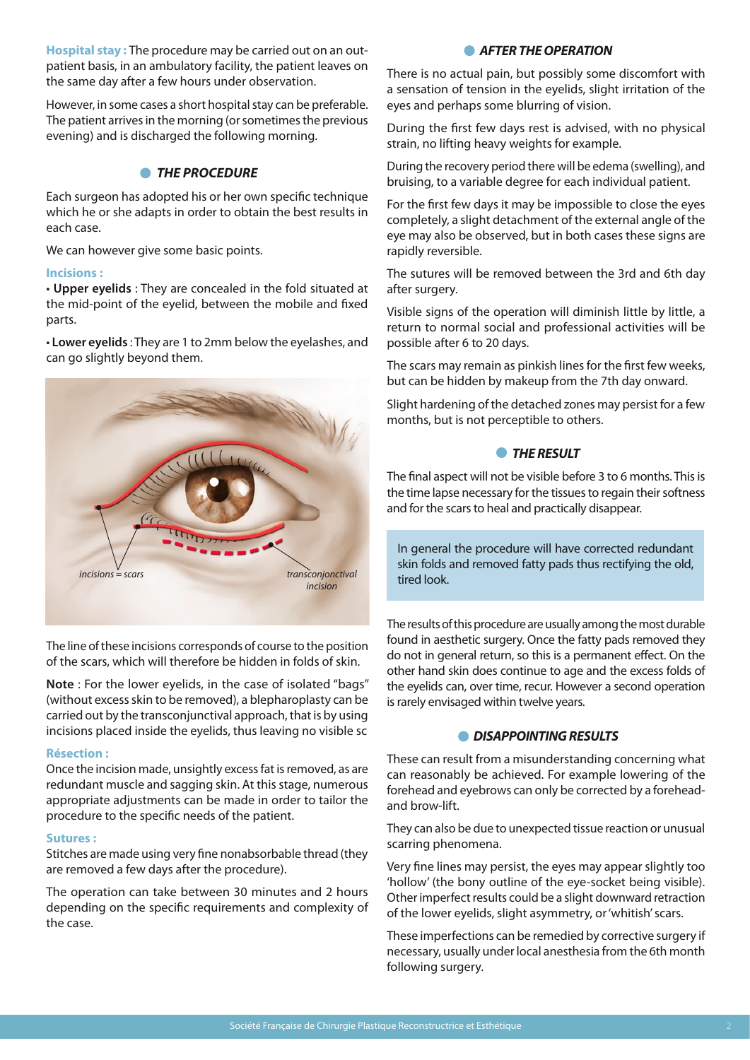**Hospital stay :** The procedure may be carried out on an out-patient basis, in an ambulatory facility, the patient leaves on the same day after a few hours under observation.

However, in some cases a short hospital stay can be preferable. The patient arrives in the morning (or sometimes the previous evening) and is discharged the following morning.

## THE PROCEDURE

Each surgeon has adopted his or her own specific technique which he or she adapts in order to obtain the best results in each case.

We can however give some basic points.

**Incisions :**

• **Upper eyelids** : They are concealed in the fold situated at the mid-point of the eyelid, between the mobile and fixed parts.

• **Lower eyelids** : They are 1 to 2mm below the eyelashes, and can go slightly beyond them.

*incisions = scars* *transconjonctival incision*

The line of these incisions corresponds of course to the position of the scars, which will therefore be hidden in folds of skin.

**Note** : For the lower eyelids, in the case of isolated "bags" (without excess skin to be removed), a blepharoplasty can be carried out by the transconjunctival approach, that is by using incisions placed inside the eyelids, thus leaving no visible sc

**Résection :**

Once the incision made, unsightly excess fat is removed, as are redundant muscle and sagging skin. At this stage, numerous appropriate adjustments can be made in order to tailor the procedure to the specific needs of the patient.

**Sutures :**

Stitches are made using very fine nonabsorbable thread (they are removed a few days after the procedure).

The operation can take between 30 minutes and 2 hours depending on the specific requirements and complexity of the case.

## AFTER THE OPERATION

There is no actual pain, but possibly some discomfort with a sensation of tension in the eyelids, slight irritation of the eyes and perhaps some blurring of vision.

During the first few days rest is advised, with no physical strain, no lifting heavy weights for example.

During the recovery period there will be edema (swelling), and bruising, to a variable degree for each individual patient.

For the first few days it may be impossible to close the eyes completely, a slight detachment of the external angle of the eye may also be observed, but in both cases these signs are rapidly reversible.

The sutures will be removed between the 3rd and 6th day after surgery.

Visible signs of the operation will diminish little by little, a return to normal social and professional activities will be possible after 6 to 20 days.

The scars may remain as pinkish lines for the first few weeks, but can be hidden by makeup from the 7th day onward.

Slight hardening of the detached zones may persist for a few months, but is not perceptible to others.

## THE RESULT

The final aspect will not be visible before 3 to 6 months. This is the time lapse necessary for the tissues to regain their softness and for the scars to heal and practically disappear.

> In general the procedure will have corrected redundant skin folds and removed fatty pads thus rectifying the old, tired look.

The results of this procedure are usually among the most durable found in aesthetic surgery. Once the fatty pads removed they do not in general return, so this is a permanent effect. On the other hand skin does continue to age and the excess folds of the eyelids can, over time, recur. However a second operation is rarely envisaged within twelve years.

## DISAPPOINTING RESULTS

These can result from a misunderstanding concerning what can reasonably be achieved. For example lowering of the forehead and eyebrows can only be corrected by a forehead-and brow-lift.

They can also be due to unexpected tissue reaction or unusual scarring phenomena.

Very fine lines may persist, the eyes may appear slightly too 'hollow' (the bony outline of the eye-socket being visible). Other imperfect results could be a slight downward retraction of the lower eyelids, slight asymmetry, or 'whitish' scars.

These imperfections can be remedied by corrective surgery if necessary, usually under local anesthesia from the 6th month following surgery.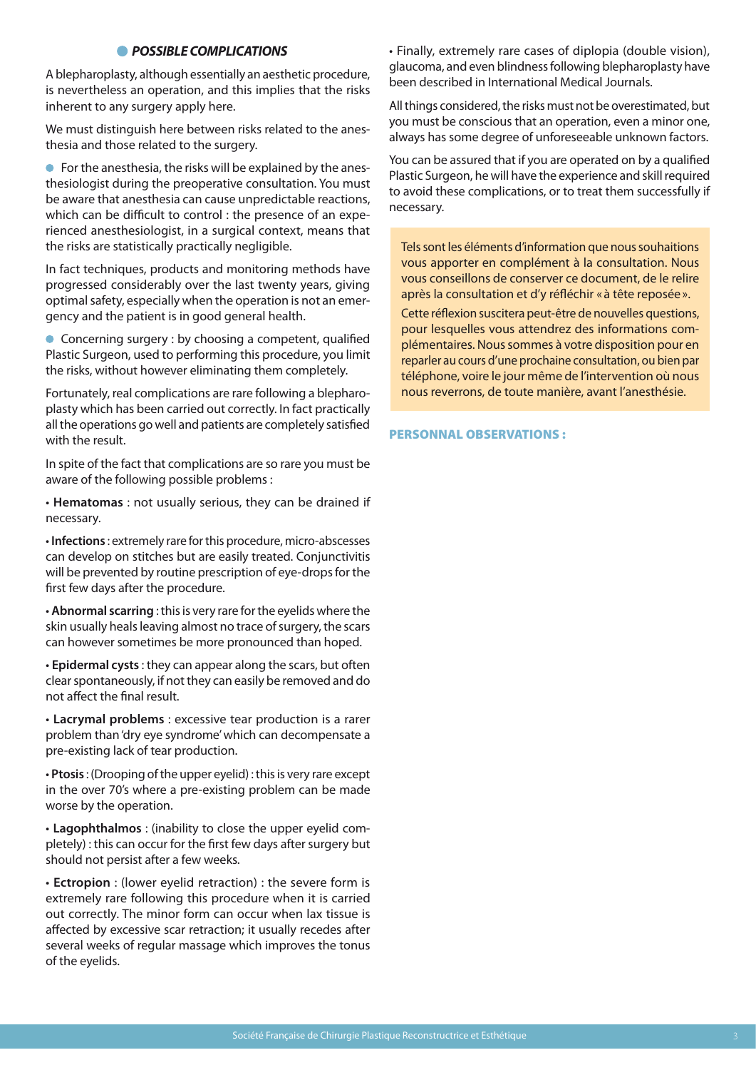## *POSSIBLE COMPLICATIONS*

A blepharoplasty, although essentially an aesthetic procedure, is nevertheless an operation, and this implies that the risks inherent to any surgery apply here.

We must distinguish here between risks related to the anesthesia and those related to the surgery.

- For the anesthesia, the risks will be explained by the anesthesiologist during the preoperative consultation. You must be aware that anesthesia can cause unpredictable reactions, which can be difficult to control : the presence of an experienced anesthesiologist, in a surgical context, means that the risks are statistically practically negligible.

In fact techniques, products and monitoring methods have progressed considerably over the last twenty years, giving optimal safety, especially when the operation is not an emergency and the patient is in good general health.

- Concerning surgery : by choosing a competent, qualified Plastic Surgeon, used to performing this procedure, you limit the risks, without however eliminating them completely.

Fortunately, real complications are rare following a blepharoplasty which has been carried out correctly. In fact practically all the operations go well and patients are completely satisfied with the result.

In spite of the fact that complications are so rare you must be aware of the following possible problems :

- **Hematomas** : not usually serious, they can be drained if necessary.
- **Infections** : extremely rare for this procedure, micro-abscesses can develop on stitches but are easily treated. Conjunctivitis will be prevented by routine prescription of eye-drops for the first few days after the procedure.
- **Abnormal scarring** : this is very rare for the eyelids where the skin usually heals leaving almost no trace of surgery, the scars can however sometimes be more pronounced than hoped.
- **Epidermal cysts** : they can appear along the scars, but often clear spontaneously, if not they can easily be removed and do not affect the final result.
- **Lacrymal problems** : excessive tear production is a rarer problem than 'dry eye syndrome' which can decompensate a pre-existing lack of tear production.
- **Ptosis** : (Drooping of the upper eyelid) : this is very rare except in the over 70's where a pre-existing problem can be made worse by the operation.
- **Lagophthalmos** : (inability to close the upper eyelid completely) : this can occur for the first few days after surgery but should not persist after a few weeks.
- **Ectropion** : (lower eyelid retraction) : the severe form is extremely rare following this procedure when it is carried out correctly. The minor form can occur when lax tissue is affected by excessive scar retraction; it usually recedes after several weeks of regular massage which improves the tonus of the eyelids.
- Finally, extremely rare cases of diplopia (double vision), glaucoma, and even blindness following blepharoplasty have been described in International Medical Journals.

All things considered, the risks must not be overestimated, but you must be conscious that an operation, even a minor one, always has some degree of unforeseeable unknown factors.

You can be assured that if you are operated on by a qualified Plastic Surgeon, he will have the experience and skill required to avoid these complications, or to treat them successfully if necessary.

Tels sont les éléments d'information que nous souhaitions vous apporter en complément à la consultation. Nous vous conseillons de conserver ce document, de le relire après la consultation et d'y réfléchir « à tête reposée ».

Cette réflexion suscitera peut-être de nouvelles questions, pour lesquelles vous attendrez des informations complémentaires. Nous sommes à votre disposition pour en reparler au cours d'une prochaine consultation, ou bien par téléphone, voire le jour même de l'intervention où nous nous reverrons, de toute manière, avant l'anesthésie.

**PERSONNAL OBSERVATIONS :**